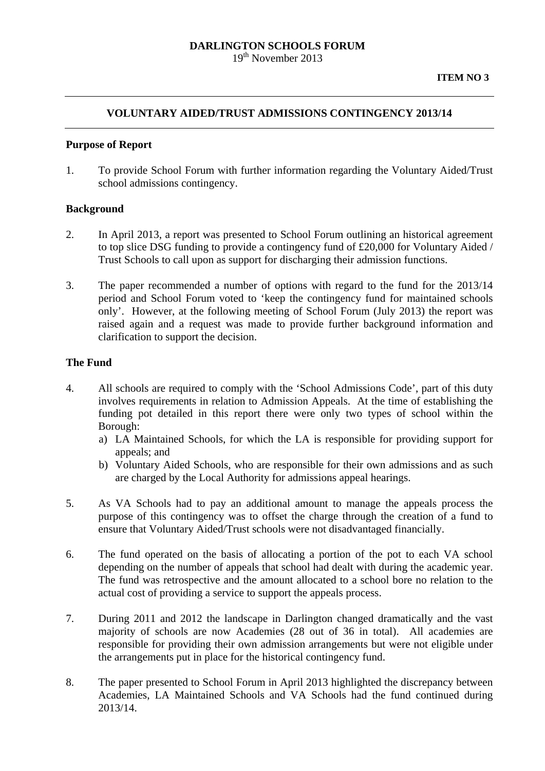**DARLINGTON SCHOOLS FORUM**
19th November 2013

**ITEM NO 3**

---

## VOLUNTARY AIDED/TRUST ADMISSIONS CONTINGENCY 2013/14

---

### Purpose of Report

1. To provide School Forum with further information regarding the Voluntary Aided/Trust school admissions contingency.

### Background

2. In April 2013, a report was presented to School Forum outlining an historical agreement to top slice DSG funding to provide a contingency fund of £20,000 for Voluntary Aided / Trust Schools to call upon as support for discharging their admission functions.

3. The paper recommended a number of options with regard to the fund for the 2013/14 period and School Forum voted to 'keep the contingency fund for maintained schools only'. However, at the following meeting of School Forum (July 2013) the report was raised again and a request was made to provide further background information and clarification to support the decision.

### The Fund

4. All schools are required to comply with the 'School Admissions Code', part of this duty involves requirements in relation to Admission Appeals. At the time of establishing the funding pot detailed in this report there were only two types of school within the Borough:
   a) LA Maintained Schools, for which the LA is responsible for providing support for appeals; and
   b) Voluntary Aided Schools, who are responsible for their own admissions and as such are charged by the Local Authority for admissions appeal hearings.

5. As VA Schools had to pay an additional amount to manage the appeals process the purpose of this contingency was to offset the charge through the creation of a fund to ensure that Voluntary Aided/Trust schools were not disadvantaged financially.

6. The fund operated on the basis of allocating a portion of the pot to each VA school depending on the number of appeals that school had dealt with during the academic year. The fund was retrospective and the amount allocated to a school bore no relation to the actual cost of providing a service to support the appeals process.

7. During 2011 and 2012 the landscape in Darlington changed dramatically and the vast majority of schools are now Academies (28 out of 36 in total). All academies are responsible for providing their own admission arrangements but were not eligible under the arrangements put in place for the historical contingency fund.

8. The paper presented to School Forum in April 2013 highlighted the discrepancy between Academies, LA Maintained Schools and VA Schools had the fund continued during 2013/14.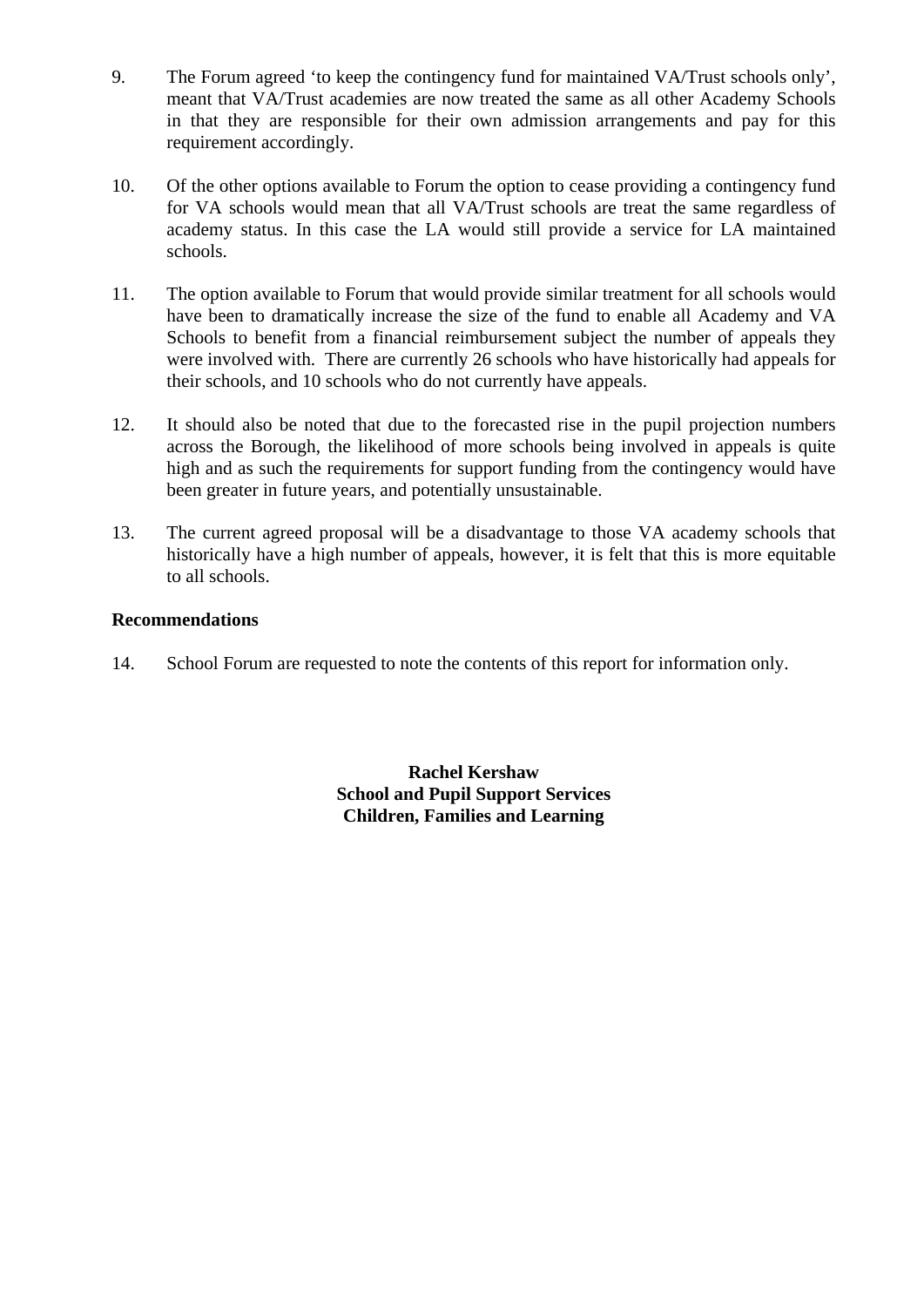9. The Forum agreed 'to keep the contingency fund for maintained VA/Trust schools only', meant that VA/Trust academies are now treated the same as all other Academy Schools in that they are responsible for their own admission arrangements and pay for this requirement accordingly.

10. Of the other options available to Forum the option to cease providing a contingency fund for VA schools would mean that all VA/Trust schools are treat the same regardless of academy status. In this case the LA would still provide a service for LA maintained schools.

11. The option available to Forum that would provide similar treatment for all schools would have been to dramatically increase the size of the fund to enable all Academy and VA Schools to benefit from a financial reimbursement subject the number of appeals they were involved with. There are currently 26 schools who have historically had appeals for their schools, and 10 schools who do not currently have appeals.

12. It should also be noted that due to the forecasted rise in the pupil projection numbers across the Borough, the likelihood of more schools being involved in appeals is quite high and as such the requirements for support funding from the contingency would have been greater in future years, and potentially unsustainable.

13. The current agreed proposal will be a disadvantage to those VA academy schools that historically have a high number of appeals, however, it is felt that this is more equitable to all schools.

**Recommendations**

14. School Forum are requested to note the contents of this report for information only.

**Rachel Kershaw**
**School and Pupil Support Services**
**Children, Families and Learning**